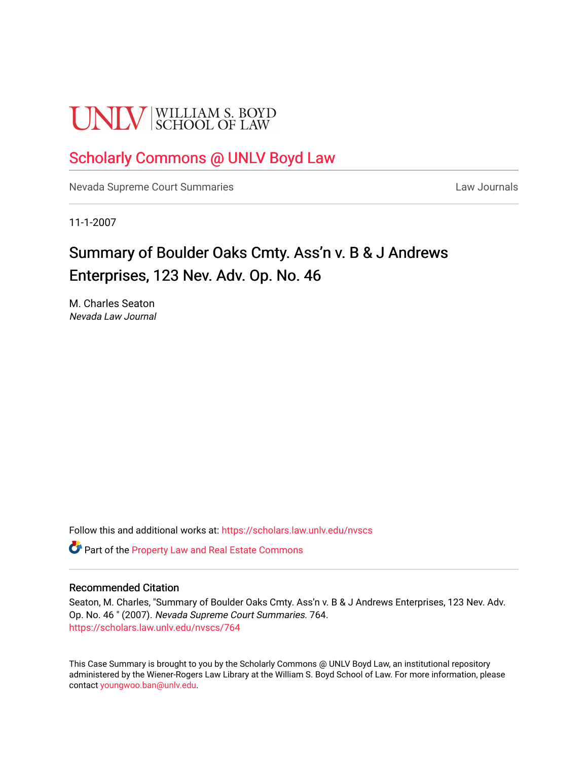UNLV | WILLIAM S. BOYD SCHOOL OF LAW

# Scholarly Commons @ UNLV Boyd Law

Nevada Supreme Court Summaries | Law Journals

11-1-2007

## Summary of Boulder Oaks Cmty. Ass’n v. B & J Andrews Enterprises, 123 Nev. Adv. Op. No. 46

M. Charles Seaton
*Nevada Law Journal*

Follow this and additional works at: https://scholars.law.unlv.edu/nvscs

Part of the Property Law and Real Estate Commons

### Recommended Citation

Seaton, M. Charles, "Summary of Boulder Oaks Cmty. Ass’n v. B & J Andrews Enterprises, 123 Nev. Adv. Op. No. 46 " (2007). *Nevada Supreme Court Summaries*. 764.
https://scholars.law.unlv.edu/nvscs/764

This Case Summary is brought to you by the Scholarly Commons @ UNLV Boyd Law, an institutional repository administered by the Wiener-Rogers Law Library at the William S. Boyd School of Law. For more information, please contact youngwoo.ban@unlv.edu.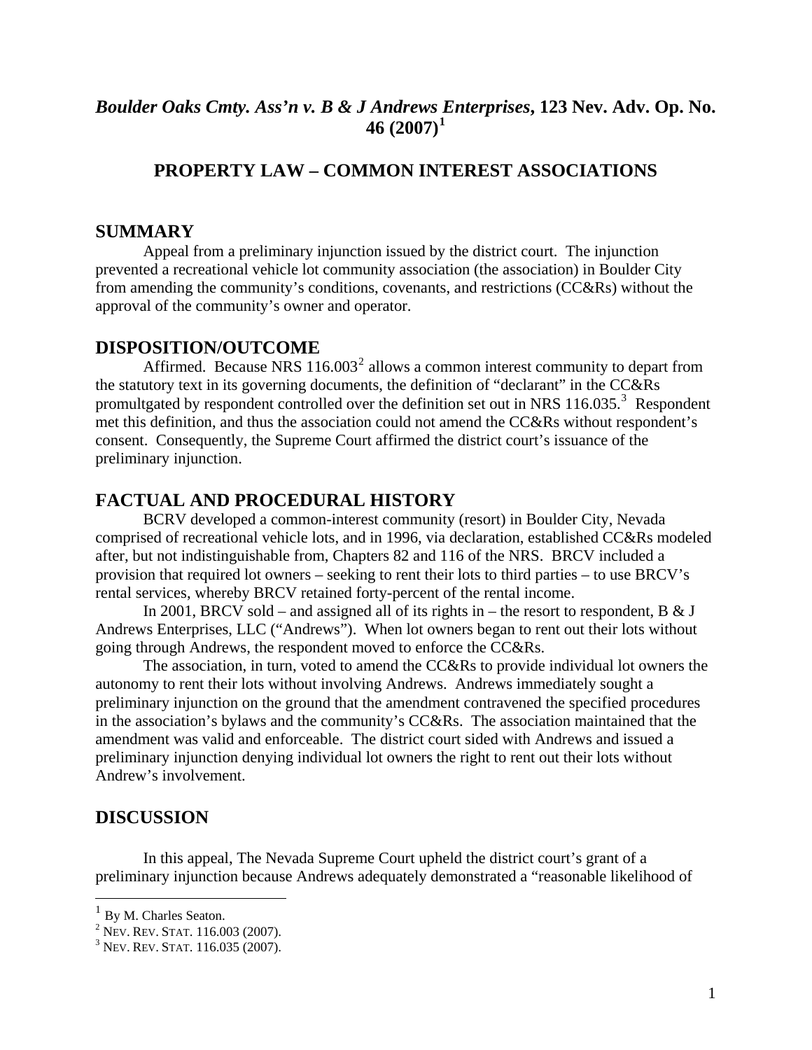# *Boulder Oaks Cmty. Ass'n v. B & J Andrews Enterprises*, 123 Nev. Adv. Op. No. 46 (2007)[1]

## PROPERTY LAW – COMMON INTEREST ASSOCIATIONS

## SUMMARY

Appeal from a preliminary injunction issued by the district court. The injunction prevented a recreational vehicle lot community association (the association) in Boulder City from amending the community's conditions, covenants, and restrictions (CC&Rs) without the approval of the community's owner and operator.

## DISPOSITION/OUTCOME

Affirmed. Because NRS 116.003[2] allows a common interest community to depart from the statutory text in its governing documents, the definition of "declarant" in the CC&Rs promultgated by respondent controlled over the definition set out in NRS 116.035.[3] Respondent met this definition, and thus the association could not amend the CC&Rs without respondent's consent. Consequently, the Supreme Court affirmed the district court's issuance of the preliminary injunction.

## FACTUAL AND PROCEDURAL HISTORY

BCRV developed a common-interest community (resort) in Boulder City, Nevada comprised of recreational vehicle lots, and in 1996, via declaration, established CC&Rs modeled after, but not indistinguishable from, Chapters 82 and 116 of the NRS. BRCV included a provision that required lot owners – seeking to rent their lots to third parties – to use BRCV's rental services, whereby BRCV retained forty-percent of the rental income.

In 2001, BRCV sold – and assigned all of its rights in – the resort to respondent, B & J Andrews Enterprises, LLC ("Andrews"). When lot owners began to rent out their lots without going through Andrews, the respondent moved to enforce the CC&Rs.

The association, in turn, voted to amend the CC&Rs to provide individual lot owners the autonomy to rent their lots without involving Andrews. Andrews immediately sought a preliminary injunction on the ground that the amendment contravened the specified procedures in the association's bylaws and the community's CC&Rs. The association maintained that the amendment was valid and enforceable. The district court sided with Andrews and issued a preliminary injunction denying individual lot owners the right to rent out their lots without Andrew's involvement.

## DISCUSSION

In this appeal, The Nevada Supreme Court upheld the district court's grant of a preliminary injunction because Andrews adequately demonstrated a "reasonable likelihood of

---

[1] By M. Charles Seaton.

[2] NEV. REV. STAT. 116.003 (2007).

[3] NEV. REV. STAT. 116.035 (2007).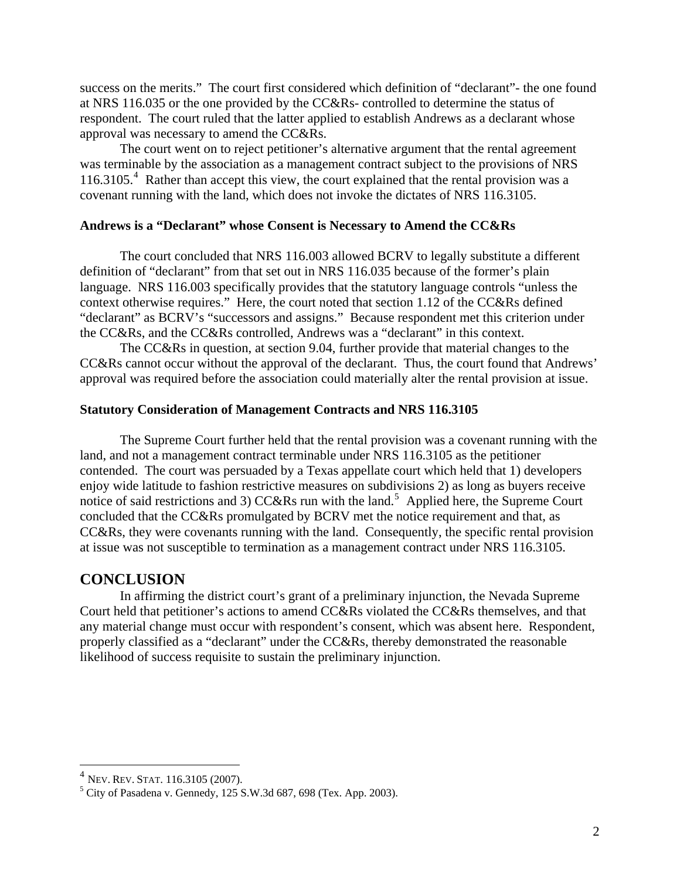success on the merits." The court first considered which definition of "declarant"- the one found at NRS 116.035 or the one provided by the CC&Rs- controlled to determine the status of respondent. The court ruled that the latter applied to establish Andrews as a declarant whose approval was necessary to amend the CC&Rs.

The court went on to reject petitioner's alternative argument that the rental agreement was terminable by the association as a management contract subject to the provisions of NRS 116.3105.[4] Rather than accept this view, the court explained that the rental provision was a covenant running with the land, which does not invoke the dictates of NRS 116.3105.

**Andrews is a "Declarant" whose Consent is Necessary to Amend the CC&Rs**

The court concluded that NRS 116.003 allowed BCRV to legally substitute a different definition of "declarant" from that set out in NRS 116.035 because of the former's plain language. NRS 116.003 specifically provides that the statutory language controls "unless the context otherwise requires." Here, the court noted that section 1.12 of the CC&Rs defined "declarant" as BCRV's "successors and assigns." Because respondent met this criterion under the CC&Rs, and the CC&Rs controlled, Andrews was a "declarant" in this context.

The CC&Rs in question, at section 9.04, further provide that material changes to the CC&Rs cannot occur without the approval of the declarant. Thus, the court found that Andrews' approval was required before the association could materially alter the rental provision at issue.

**Statutory Consideration of Management Contracts and NRS 116.3105**

The Supreme Court further held that the rental provision was a covenant running with the land, and not a management contract terminable under NRS 116.3105 as the petitioner contended. The court was persuaded by a Texas appellate court which held that 1) developers enjoy wide latitude to fashion restrictive measures on subdivisions 2) as long as buyers receive notice of said restrictions and 3) CC&Rs run with the land.[5] Applied here, the Supreme Court concluded that the CC&Rs promulgated by BCRV met the notice requirement and that, as CC&Rs, they were covenants running with the land. Consequently, the specific rental provision at issue was not susceptible to termination as a management contract under NRS 116.3105.

## CONCLUSION

In affirming the district court's grant of a preliminary injunction, the Nevada Supreme Court held that petitioner's actions to amend CC&Rs violated the CC&Rs themselves, and that any material change must occur with respondent's consent, which was absent here. Respondent, properly classified as a "declarant" under the CC&Rs, thereby demonstrated the reasonable likelihood of success requisite to sustain the preliminary injunction.

---

[4] NEV. REV. STAT. 116.3105 (2007).

[5] City of Pasadena v. Gennedy, 125 S.W.3d 687, 698 (Tex. App. 2003).